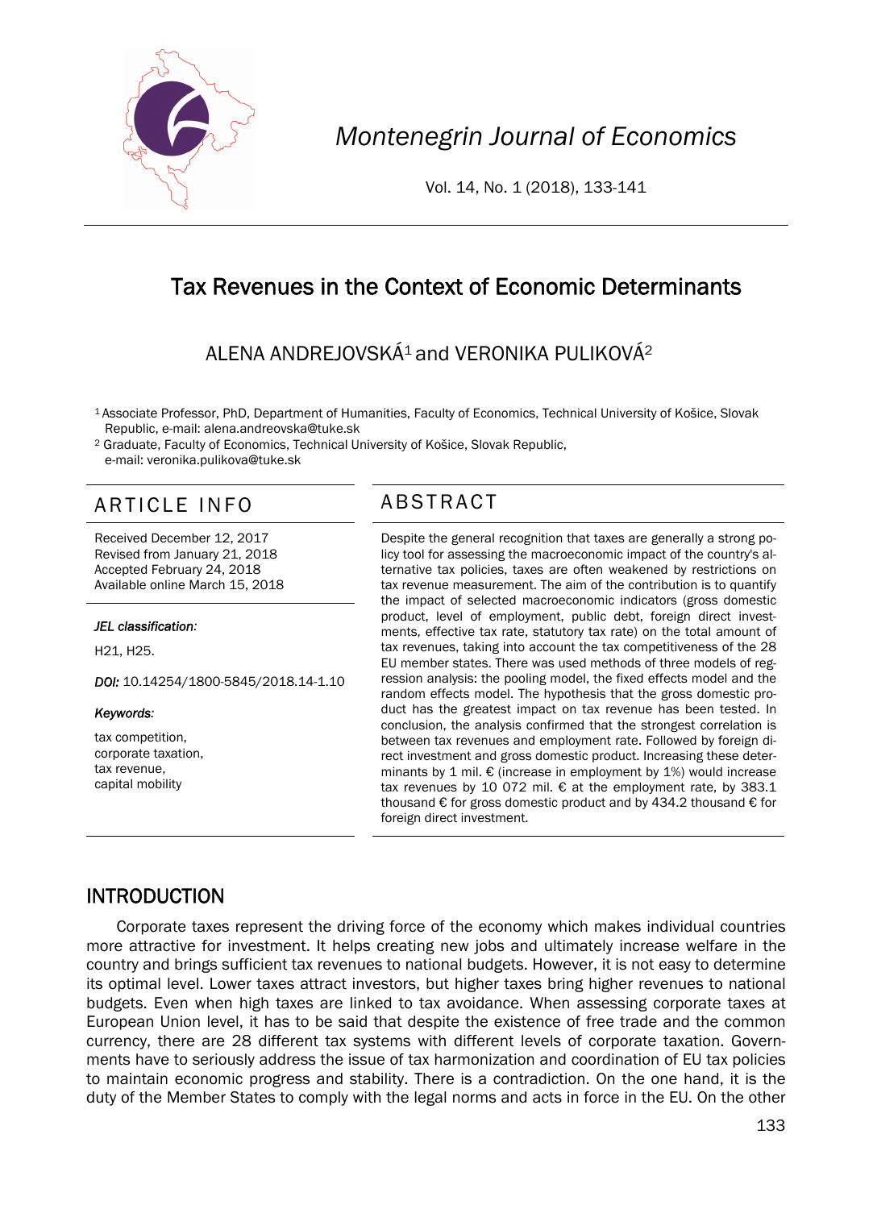# Tax Revenues in the Context of Economic Determinants

ALENA ANDREJOVSKÁ[1] and VERONIKA PULIKOVÁ[2]

[1] Associate Professor, PhD, Department of Humanities, Faculty of Economics, Technical University of Košice, Slovak Republic, e-mail: alena.andreovska@tuke.sk

[2] Graduate, Faculty of Economics, Technical University of Košice, Slovak Republic, e-mail: veronika.pulikova@tuke.sk

## ARTICLE INFO

Received December 12, 2017
Revised from January 21, 2018
Accepted February 24, 2018
Available online March 15, 2018

***JEL classification:***

H21, H25.

***DOI:*** 10.14254/1800-5845/2018.14-1.10

***Keywords:***

tax competition,
corporate taxation,
tax revenue,
capital mobility

## ABSTRACT

Despite the general recognition that taxes are generally a strong policy tool for assessing the macroeconomic impact of the country's alternative tax policies, taxes are often weakened by restrictions on tax revenue measurement. The aim of the contribution is to quantify the impact of selected macroeconomic indicators (gross domestic product, level of employment, public debt, foreign direct investments, effective tax rate, statutory tax rate) on the total amount of tax revenues, taking into account the tax competitiveness of the 28 EU member states. There was used methods of three models of regression analysis: the pooling model, the fixed effects model and the random effects model. The hypothesis that the gross domestic product has the greatest impact on tax revenue has been tested. In conclusion, the analysis confirmed that the strongest correlation is between tax revenues and employment rate. Followed by foreign direct investment and gross domestic product. Increasing these determinants by 1 mil. € (increase in employment by 1%) would increase tax revenues by 10 072 mil. € at the employment rate, by 383.1 thousand € for gross domestic product and by 434.2 thousand € for foreign direct investment.

## INTRODUCTION

Corporate taxes represent the driving force of the economy which makes individual countries more attractive for investment. It helps creating new jobs and ultimately increase welfare in the country and brings sufficient tax revenues to national budgets. However, it is not easy to determine its optimal level. Lower taxes attract investors, but higher taxes bring higher revenues to national budgets. Even when high taxes are linked to tax avoidance. When assessing corporate taxes at European Union level, it has to be said that despite the existence of free trade and the common currency, there are 28 different tax systems with different levels of corporate taxation. Governments have to seriously address the issue of tax harmonization and coordination of EU tax policies to maintain economic progress and stability. There is a contradiction. On the one hand, it is the duty of the Member States to comply with the legal norms and acts in force in the EU. On the other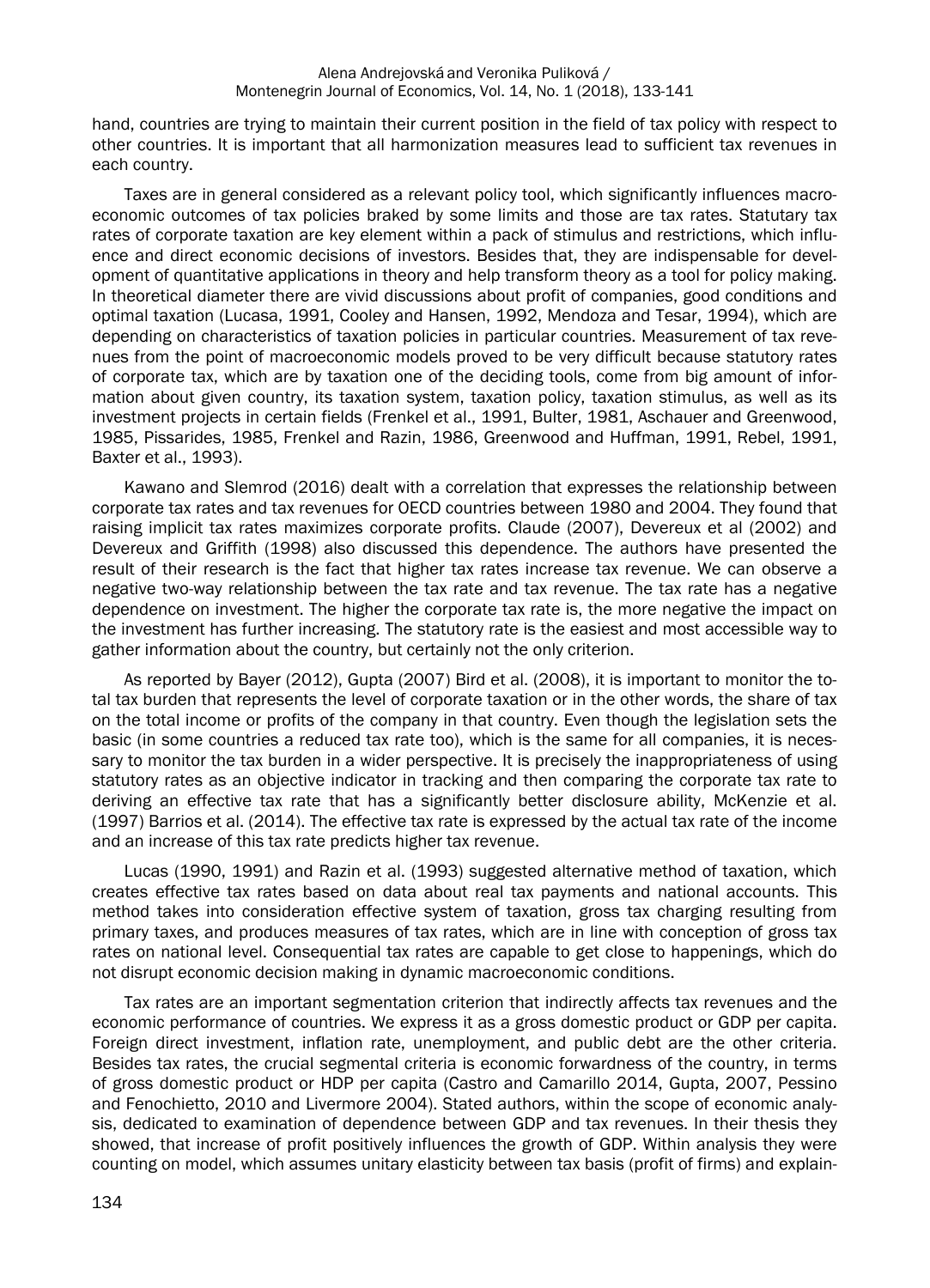hand, countries are trying to maintain their current position in the field of tax policy with respect to other countries. It is important that all harmonization measures lead to sufficient tax revenues in each country.

Taxes are in general considered as a relevant policy tool, which significantly influences macroeconomic outcomes of tax policies braked by some limits and those are tax rates. Statutary tax rates of corporate taxation are key element within a pack of stimulus and restrictions, which influence and direct economic decisions of investors. Besides that, they are indispensable for development of quantitative applications in theory and help transform theory as a tool for policy making. In theoretical diameter there are vivid discussions about profit of companies, good conditions and optimal taxation (Lucasa, 1991, Cooley and Hansen, 1992, Mendoza and Tesar, 1994), which are depending on characteristics of taxation policies in particular countries. Measurement of tax revenues from the point of macroeconomic models proved to be very difficult because statutory rates of corporate tax, which are by taxation one of the deciding tools, come from big amount of information about given country, its taxation system, taxation policy, taxation stimulus, as well as its investment projects in certain fields (Frenkel et al., 1991, Bulter, 1981, Aschauer and Greenwood, 1985, Pissarides, 1985, Frenkel and Razin, 1986, Greenwood and Huffman, 1991, Rebel, 1991, Baxter et al., 1993).

Kawano and Slemrod (2016) dealt with a correlation that expresses the relationship between corporate tax rates and tax revenues for OECD countries between 1980 and 2004. They found that raising implicit tax rates maximizes corporate profits. Claude (2007), Devereux et al (2002) and Devereux and Griffith (1998) also discussed this dependence. The authors have presented the result of their research is the fact that higher tax rates increase tax revenue. We can observe a negative two-way relationship between the tax rate and tax revenue. The tax rate has a negative dependence on investment. The higher the corporate tax rate is, the more negative the impact on the investment has further increasing. The statutory rate is the easiest and most accessible way to gather information about the country, but certainly not the only criterion.

As reported by Bayer (2012), Gupta (2007) Bird et al. (2008), it is important to monitor the total tax burden that represents the level of corporate taxation or in the other words, the share of tax on the total income or profits of the company in that country. Even though the legislation sets the basic (in some countries a reduced tax rate too), which is the same for all companies, it is necessary to monitor the tax burden in a wider perspective. It is precisely the inappropriateness of using statutory rates as an objective indicator in tracking and then comparing the corporate tax rate to deriving an effective tax rate that has a significantly better disclosure ability, McKenzie et al. (1997) Barrios et al. (2014). The effective tax rate is expressed by the actual tax rate of the income and an increase of this tax rate predicts higher tax revenue.

Lucas (1990, 1991) and Razin et al. (1993) suggested alternative method of taxation, which creates effective tax rates based on data about real tax payments and national accounts. This method takes into consideration effective system of taxation, gross tax charging resulting from primary taxes, and produces measures of tax rates, which are in line with conception of gross tax rates on national level. Consequential tax rates are capable to get close to happenings, which do not disrupt economic decision making in dynamic macroeconomic conditions.

Tax rates are an important segmentation criterion that indirectly affects tax revenues and the economic performance of countries. We express it as a gross domestic product or GDP per capita. Foreign direct investment, inflation rate, unemployment, and public debt are the other criteria. Besides tax rates, the crucial segmental criteria is economic forwardness of the country, in terms of gross domestic product or HDP per capita (Castro and Camarillo 2014, Gupta, 2007, Pessino and Fenochietto, 2010 and Livermore 2004). Stated authors, within the scope of economic analysis, dedicated to examination of dependence between GDP and tax revenues. In their thesis they showed, that increase of profit positively influences the growth of GDP. Within analysis they were counting on model, which assumes unitary elasticity between tax basis (profit of firms) and explain-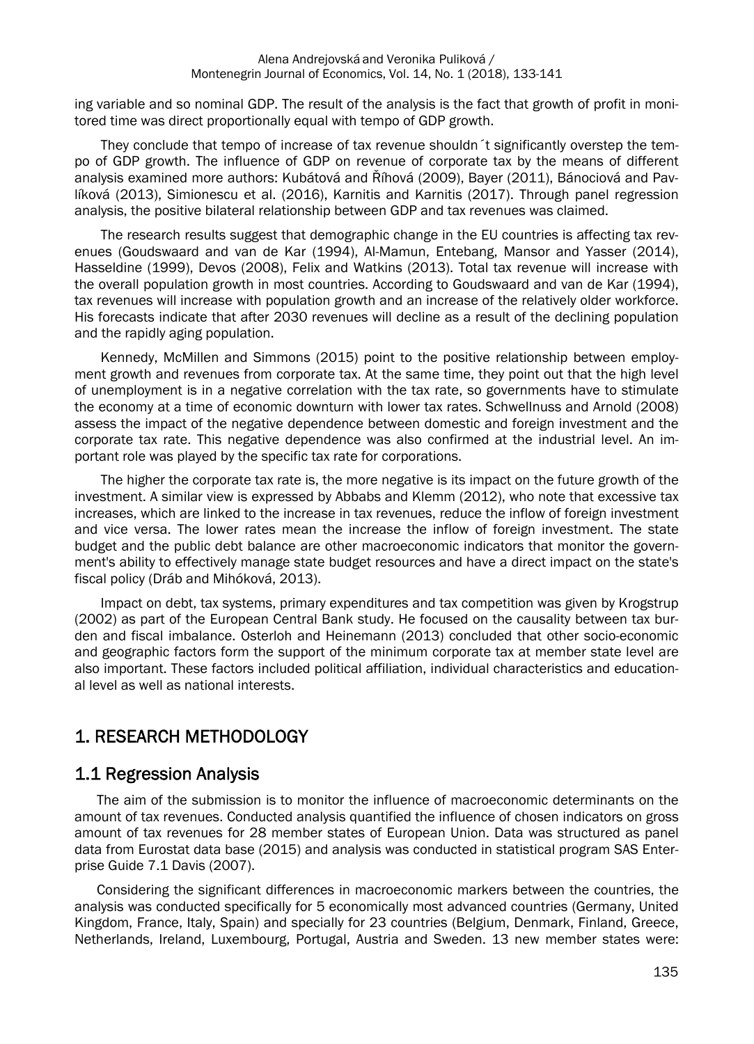ing variable and so nominal GDP. The result of the analysis is the fact that growth of profit in monitored time was direct proportionally equal with tempo of GDP growth.

They conclude that tempo of increase of tax revenue shouldn´t significantly overstep the tempo of GDP growth. The influence of GDP on revenue of corporate tax by the means of different analysis examined more authors: Kubátová and Říhová (2009), Bayer (2011), Bánociová and Pavlíková (2013), Simionescu et al. (2016), Karnitis and Karnitis (2017). Through panel regression analysis, the positive bilateral relationship between GDP and tax revenues was claimed.

The research results suggest that demographic change in the EU countries is affecting tax revenues (Goudswaard and van de Kar (1994), Al-Mamun, Entebang, Mansor and Yasser (2014), Hasseldine (1999), Devos (2008), Felix and Watkins (2013). Total tax revenue will increase with the overall population growth in most countries. According to Goudswaard and van de Kar (1994), tax revenues will increase with population growth and an increase of the relatively older workforce. His forecasts indicate that after 2030 revenues will decline as a result of the declining population and the rapidly aging population.

Kennedy, McMillen and Simmons (2015) point to the positive relationship between employment growth and revenues from corporate tax. At the same time, they point out that the high level of unemployment is in a negative correlation with the tax rate, so governments have to stimulate the economy at a time of economic downturn with lower tax rates. Schwellnuss and Arnold (2008) assess the impact of the negative dependence between domestic and foreign investment and the corporate tax rate. This negative dependence was also confirmed at the industrial level. An important role was played by the specific tax rate for corporations.

The higher the corporate tax rate is, the more negative is its impact on the future growth of the investment. A similar view is expressed by Abbabs and Klemm (2012), who note that excessive tax increases, which are linked to the increase in tax revenues, reduce the inflow of foreign investment and vice versa. The lower rates mean the increase the inflow of foreign investment. The state budget and the public debt balance are other macroeconomic indicators that monitor the government's ability to effectively manage state budget resources and have a direct impact on the state's fiscal policy (Dráb and Mihóková, 2013).

Impact on debt, tax systems, primary expenditures and tax competition was given by Krogstrup (2002) as part of the European Central Bank study. He focused on the causality between tax burden and fiscal imbalance. Osterloh and Heinemann (2013) concluded that other socio-economic and geographic factors form the support of the minimum corporate tax at member state level are also important. These factors included political affiliation, individual characteristics and educational level as well as national interests.

## 1. RESEARCH METHODOLOGY

### 1.1 Regression Analysis

The aim of the submission is to monitor the influence of macroeconomic determinants on the amount of tax revenues. Conducted analysis quantified the influence of chosen indicators on gross amount of tax revenues for 28 member states of European Union. Data was structured as panel data from Eurostat data base (2015) and analysis was conducted in statistical program SAS Enterprise Guide 7.1 Davis (2007).

Considering the significant differences in macroeconomic markers between the countries, the analysis was conducted specifically for 5 economically most advanced countries (Germany, United Kingdom, France, Italy, Spain) and specially for 23 countries (Belgium, Denmark, Finland, Greece, Netherlands, Ireland, Luxembourg, Portugal, Austria and Sweden. 13 new member states were: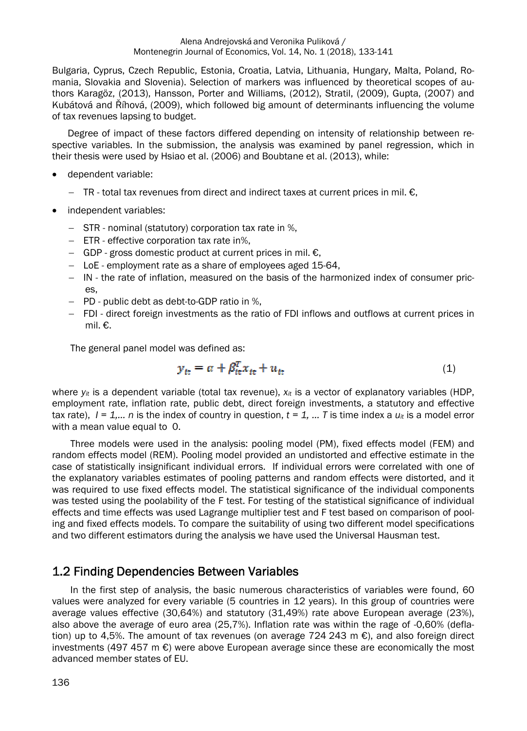Bulgaria, Cyprus, Czech Republic, Estonia, Croatia, Latvia, Lithuania, Hungary, Malta, Poland, Romania, Slovakia and Slovenia). Selection of markers was influenced by theoretical scopes of authors Karagöz, (2013), Hansson, Porter and Williams, (2012), Stratil, (2009), Gupta, (2007) and Kubátová and Říhová, (2009), which followed big amount of determinants influencing the volume of tax revenues lapsing to budget.

Degree of impact of these factors differed depending on intensity of relationship between respective variables. In the submission, the analysis was examined by panel regression, which in their thesis were used by Hsiao et al. (2006) and Boubtane et al. (2013), while:

- dependent variable:
  - TR - total tax revenues from direct and indirect taxes at current prices in mil. €,
- independent variables:
  - STR - nominal (statutory) corporation tax rate in %,
  - ETR - effective corporation tax rate in%,
  - GDP - gross domestic product at current prices in mil. €,
  - LoE - employment rate as a share of employees aged 15-64,
  - IN - the rate of inflation, measured on the basis of the harmonized index of consumer prices,
  - PD - public debt as debt-to-GDP ratio in %,
  - FDI - direct foreign investments as the ratio of FDI inflows and outflows at current prices in mil. €.

The general panel model was defined as:

$$y_{it} = \alpha + \beta_{it}^{T} x_{it} + u_{it} \tag{1}$$

where $y_{it}$ is a dependent variable (total tax revenue), $x_{it}$ is a vector of explanatory variables (HDP, employment rate, inflation rate, public debt, direct foreign investments, a statutory and effective tax rate), $I = 1, \ldots n$ is the index of country in question, $t = 1, \ldots T$ is time index a $u_{it}$ is a model error with a mean value equal to 0.

Three models were used in the analysis: pooling model (PM), fixed effects model (FEM) and random effects model (REM). Pooling model provided an undistorted and effective estimate in the case of statistically insignificant individual errors. If individual errors were correlated with one of the explanatory variables estimates of pooling patterns and random effects were distorted, and it was required to use fixed effects model. The statistical significance of the individual components was tested using the poolability of the F test. For testing of the statistical significance of individual effects and time effects was used Lagrange multiplier test and F test based on comparison of pooling and fixed effects models. To compare the suitability of using two different model specifications and two different estimators during the analysis we have used the Universal Hausman test.

## 1.2 Finding Dependencies Between Variables

In the first step of analysis, the basic numerous characteristics of variables were found, 60 values were analyzed for every variable (5 countries in 12 years). In this group of countries were average values effective (30,64%) and statutory (31,49%) rate above European average (23%), also above the average of euro area (25,7%). Inflation rate was within the rage of -0,60% (deflation) up to 4,5%. The amount of tax revenues (on average 724 243 m €), and also foreign direct investments (497 457 m €) were above European average since these are economically the most advanced member states of EU.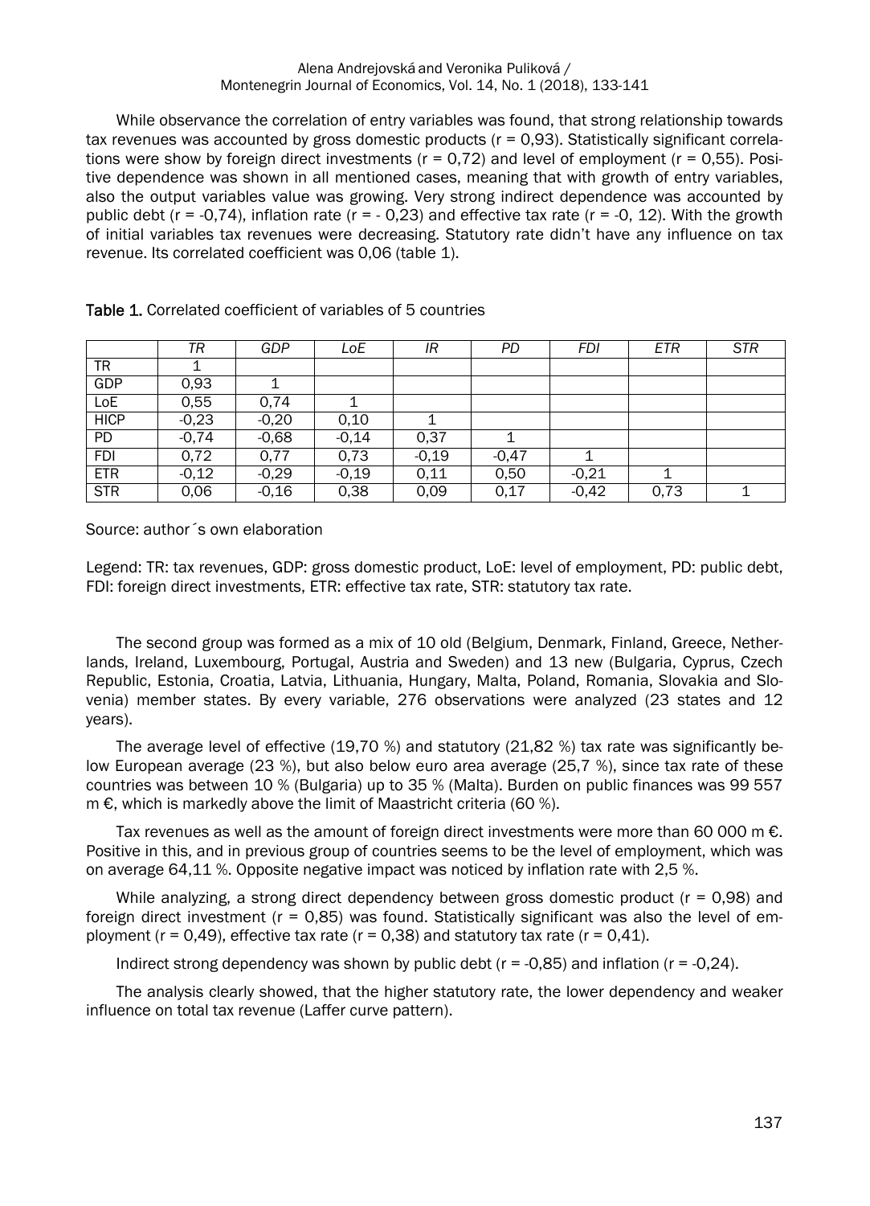While observance the correlation of entry variables was found, that strong relationship towards tax revenues was accounted by gross domestic products (r = 0,93). Statistically significant correlations were show by foreign direct investments (r = 0,72) and level of employment (r = 0,55). Positive dependence was shown in all mentioned cases, meaning that with growth of entry variables, also the output variables value was growing. Very strong indirect dependence was accounted by public debt (r = -0,74), inflation rate (r = - 0,23) and effective tax rate (r = -0, 12). With the growth of initial variables tax revenues were decreasing. Statutory rate didn't have any influence on tax revenue. Its correlated coefficient was 0,06 (table 1).

**Table 1.** Correlated coefficient of variables of 5 countries

| | *TR* | *GDP* | *LoE* | *IR* | *PD* | *FDI* | *ETR* | *STR* |
|---|---|---|---|---|---|---|---|---|
| TR | 1 | | | | | | | |
| GDP | 0,93 | 1 | | | | | | |
| LoE | 0,55 | 0,74 | 1 | | | | | |
| HICP | -0,23 | -0,20 | 0,10 | 1 | | | | |
| PD | -0,74 | -0,68 | -0,14 | 0,37 | 1 | | | |
| FDI | 0,72 | 0,77 | 0,73 | -0,19 | -0,47 | 1 | | |
| ETR | -0,12 | -0,29 | -0,19 | 0,11 | 0,50 | -0,21 | 1 | |
| STR | 0,06 | -0,16 | 0,38 | 0,09 | 0,17 | -0,42 | 0,73 | 1 |

Source: author´s own elaboration

Legend: TR: tax revenues, GDP: gross domestic product, LoE: level of employment, PD: public debt, FDI: foreign direct investments, ETR: effective tax rate, STR: statutory tax rate.

The second group was formed as a mix of 10 old (Belgium, Denmark, Finland, Greece, Netherlands, Ireland, Luxembourg, Portugal, Austria and Sweden) and 13 new (Bulgaria, Cyprus, Czech Republic, Estonia, Croatia, Latvia, Lithuania, Hungary, Malta, Poland, Romania, Slovakia and Slovenia) member states. By every variable, 276 observations were analyzed (23 states and 12 years).

The average level of effective (19,70 %) and statutory (21,82 %) tax rate was significantly below European average (23 %), but also below euro area average (25,7 %), since tax rate of these countries was between 10 % (Bulgaria) up to 35 % (Malta). Burden on public finances was 99 557 m €, which is markedly above the limit of Maastricht criteria (60 %).

Tax revenues as well as the amount of foreign direct investments were more than 60 000 m €. Positive in this, and in previous group of countries seems to be the level of employment, which was on average 64,11 %. Opposite negative impact was noticed by inflation rate with 2,5 %.

While analyzing, a strong direct dependency between gross domestic product (r = 0,98) and foreign direct investment (r = 0,85) was found. Statistically significant was also the level of employment (r = 0,49), effective tax rate (r = 0,38) and statutory tax rate (r = 0,41).

Indirect strong dependency was shown by public debt (r = -0,85) and inflation (r = -0,24).

The analysis clearly showed, that the higher statutory rate, the lower dependency and weaker influence on total tax revenue (Laffer curve pattern).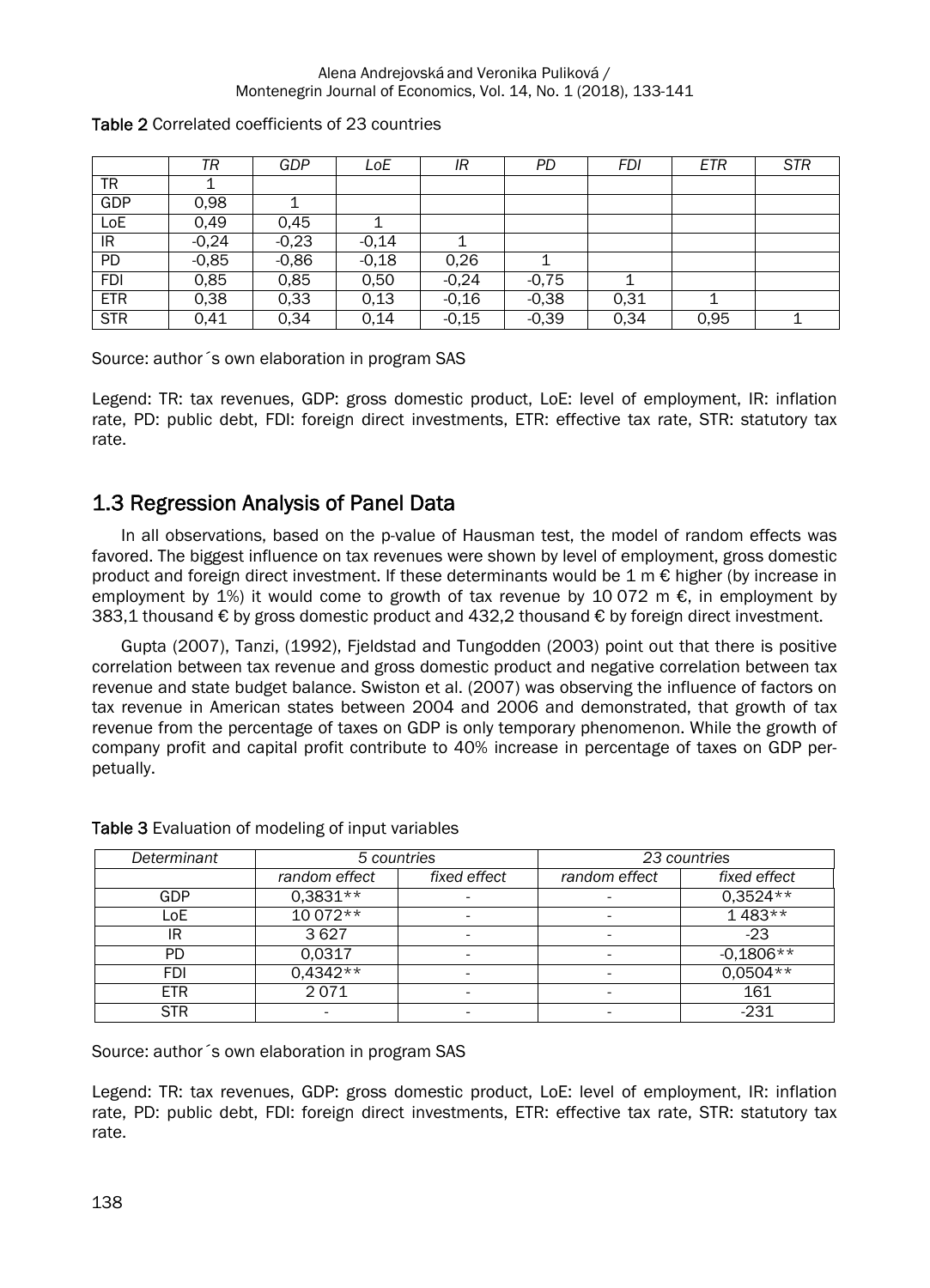Table 2 Correlated coefficients of 23 countries

| | *TR* | *GDP* | *LoE* | *IR* | *PD* | *FDI* | *ETR* | *STR* |
|---|---|---|---|---|---|---|---|---|
| TR | 1 | | | | | | | |
| GDP | 0,98 | 1 | | | | | | |
| LoE | 0,49 | 0,45 | 1 | | | | | |
| IR | -0,24 | -0,23 | -0,14 | 1 | | | | |
| PD | -0,85 | -0,86 | -0,18 | 0,26 | 1 | | | |
| FDI | 0,85 | 0,85 | 0,50 | -0,24 | -0,75 | 1 | | |
| ETR | 0,38 | 0,33 | 0,13 | -0,16 | -0,38 | 0,31 | 1 | |
| STR | 0,41 | 0,34 | 0,14 | -0,15 | -0,39 | 0,34 | 0,95 | 1 |

Source: author´s own elaboration in program SAS

Legend: TR: tax revenues, GDP: gross domestic product, LoE: level of employment, IR: inflation rate, PD: public debt, FDI: foreign direct investments, ETR: effective tax rate, STR: statutory tax rate.

## 1.3 Regression Analysis of Panel Data

In all observations, based on the p-value of Hausman test, the model of random effects was favored. The biggest influence on tax revenues were shown by level of employment, gross domestic product and foreign direct investment. If these determinants would be 1 m € higher (by increase in employment by 1%) it would come to growth of tax revenue by 10 072 m €, in employment by 383,1 thousand € by gross domestic product and 432,2 thousand € by foreign direct investment.

Gupta (2007), Tanzi, (1992), Fjeldstad and Tungodden (2003) point out that there is positive correlation between tax revenue and gross domestic product and negative correlation between tax revenue and state budget balance. Swiston et al. (2007) was observing the influence of factors on tax revenue in American states between 2004 and 2006 and demonstrated, that growth of tax revenue from the percentage of taxes on GDP is only temporary phenomenon. While the growth of company profit and capital profit contribute to 40% increase in percentage of taxes on GDP perpetually.

Table 3 Evaluation of modeling of input variables

| *Determinant* | *5 countries* | | *23 countries* | |
|---|---|---|---|---|
| | *random effect* | *fixed effect* | *random effect* | *fixed effect* |
| GDP | 0,3831** | - | - | 0,3524** |
| LoE | 10 072** | - | - | 1 483** |
| IR | 3 627 | - | - | -23 |
| PD | 0,0317 | - | - | -0,1806** |
| FDI | 0,4342** | - | - | 0,0504** |
| ETR | 2 071 | - | - | 161 |
| STR | - | - | - | -231 |

Source: author´s own elaboration in program SAS

Legend: TR: tax revenues, GDP: gross domestic product, LoE: level of employment, IR: inflation rate, PD: public debt, FDI: foreign direct investments, ETR: effective tax rate, STR: statutory tax rate.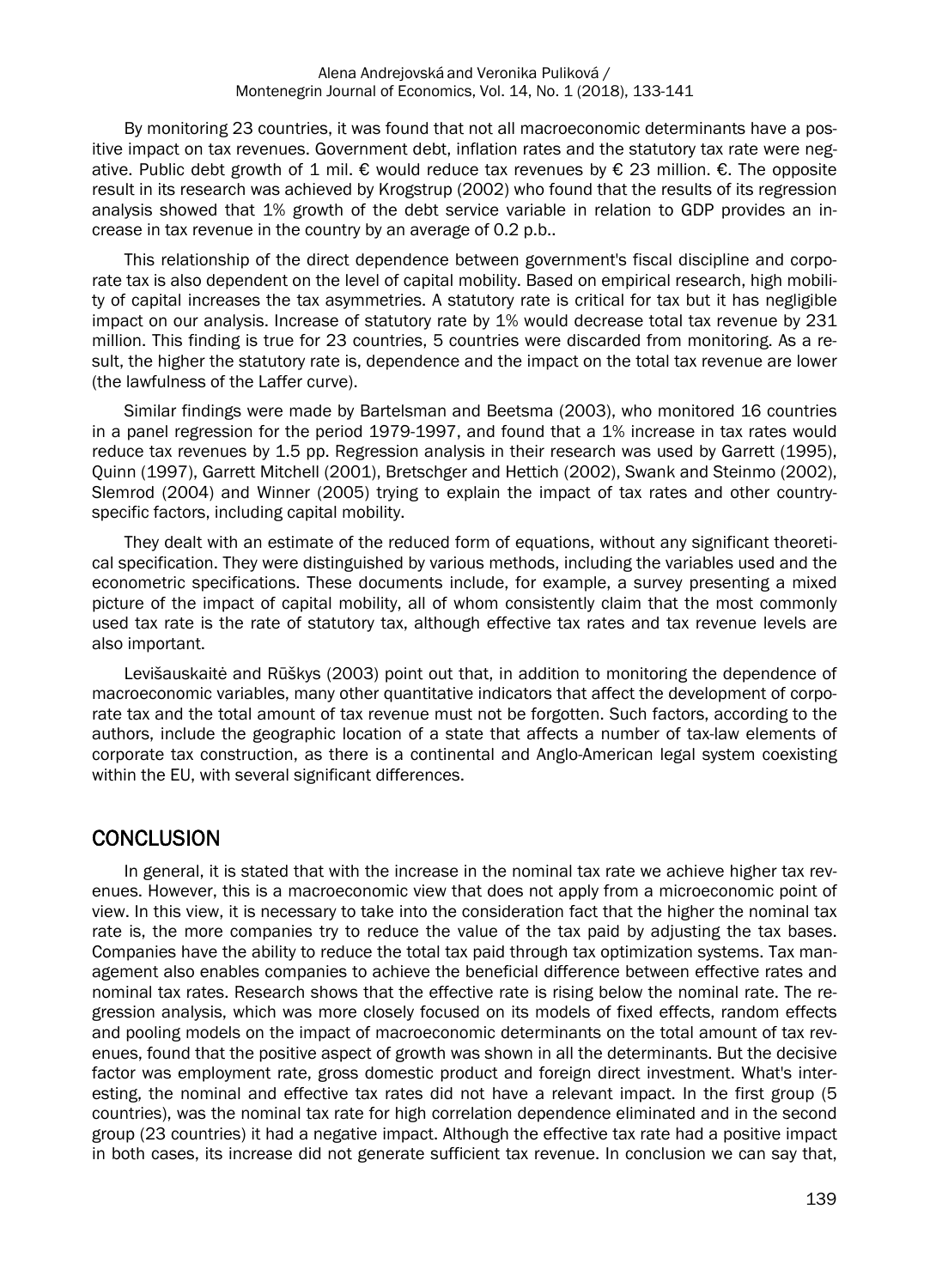By monitoring 23 countries, it was found that not all macroeconomic determinants have a positive impact on tax revenues. Government debt, inflation rates and the statutory tax rate were negative. Public debt growth of 1 mil. € would reduce tax revenues by € 23 million. €. The opposite result in its research was achieved by Krogstrup (2002) who found that the results of its regression analysis showed that 1% growth of the debt service variable in relation to GDP provides an increase in tax revenue in the country by an average of 0.2 p.b..

This relationship of the direct dependence between government's fiscal discipline and corporate tax is also dependent on the level of capital mobility. Based on empirical research, high mobility of capital increases the tax asymmetries. A statutory rate is critical for tax but it has negligible impact on our analysis. Increase of statutory rate by 1% would decrease total tax revenue by 231 million. This finding is true for 23 countries, 5 countries were discarded from monitoring. As a result, the higher the statutory rate is, dependence and the impact on the total tax revenue are lower (the lawfulness of the Laffer curve).

Similar findings were made by Bartelsman and Beetsma (2003), who monitored 16 countries in a panel regression for the period 1979-1997, and found that a 1% increase in tax rates would reduce tax revenues by 1.5 pp. Regression analysis in their research was used by Garrett (1995), Quinn (1997), Garrett Mitchell (2001), Bretschger and Hettich (2002), Swank and Steinmo (2002), Slemrod (2004) and Winner (2005) trying to explain the impact of tax rates and other country-specific factors, including capital mobility.

They dealt with an estimate of the reduced form of equations, without any significant theoretical specification. They were distinguished by various methods, including the variables used and the econometric specifications. These documents include, for example, a survey presenting a mixed picture of the impact of capital mobility, all of whom consistently claim that the most commonly used tax rate is the rate of statutory tax, although effective tax rates and tax revenue levels are also important.

Levišauskaitė and Rūškys (2003) point out that, in addition to monitoring the dependence of macroeconomic variables, many other quantitative indicators that affect the development of corporate tax and the total amount of tax revenue must not be forgotten. Such factors, according to the authors, include the geographic location of a state that affects a number of tax-law elements of corporate tax construction, as there is a continental and Anglo-American legal system coexisting within the EU, with several significant differences.

## CONCLUSION

In general, it is stated that with the increase in the nominal tax rate we achieve higher tax revenues. However, this is a macroeconomic view that does not apply from a microeconomic point of view. In this view, it is necessary to take into the consideration fact that the higher the nominal tax rate is, the more companies try to reduce the value of the tax paid by adjusting the tax bases. Companies have the ability to reduce the total tax paid through tax optimization systems. Tax management also enables companies to achieve the beneficial difference between effective rates and nominal tax rates. Research shows that the effective rate is rising below the nominal rate. The regression analysis, which was more closely focused on its models of fixed effects, random effects and pooling models on the impact of macroeconomic determinants on the total amount of tax revenues, found that the positive aspect of growth was shown in all the determinants. But the decisive factor was employment rate, gross domestic product and foreign direct investment. What's interesting, the nominal and effective tax rates did not have a relevant impact. In the first group (5 countries), was the nominal tax rate for high correlation dependence eliminated and in the second group (23 countries) it had a negative impact. Although the effective tax rate had a positive impact in both cases, its increase did not generate sufficient tax revenue. In conclusion we can say that,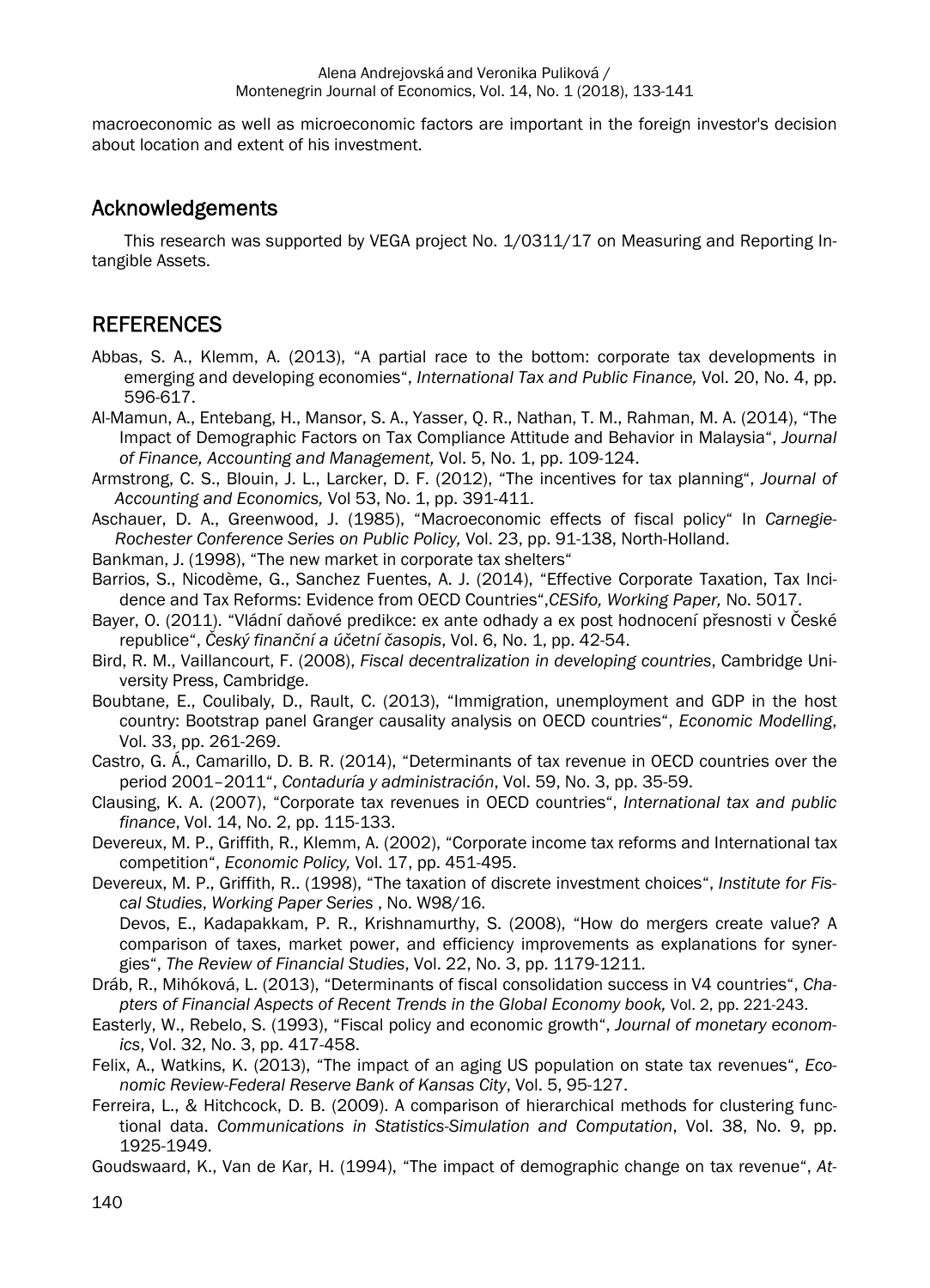macroeconomic as well as microeconomic factors are important in the foreign investor's decision about location and extent of his investment.

## Acknowledgements

This research was supported by VEGA project No. 1/0311/17 on Measuring and Reporting Intangible Assets.

## REFERENCES

Abbas, S. A., Klemm, A. (2013), "A partial race to the bottom: corporate tax developments in emerging and developing economies", *International Tax and Public Finance,* Vol. 20, No. 4, pp. 596-617.

Al-Mamun, A., Entebang, H., Mansor, S. A., Yasser, Q. R., Nathan, T. M., Rahman, M. A. (2014), "The Impact of Demographic Factors on Tax Compliance Attitude and Behavior in Malaysia", *Journal of Finance, Accounting and Management,* Vol. 5, No. 1, pp. 109-124.

Armstrong, C. S., Blouin, J. L., Larcker, D. F. (2012), "The incentives for tax planning", *Journal of Accounting and Economics,* Vol 53, No. 1, pp. 391-411.

Aschauer, D. A., Greenwood, J. (1985), "Macroeconomic effects of fiscal policy" In *Carnegie-Rochester Conference Series on Public Policy,* Vol. 23, pp. 91-138, North-Holland.

Bankman, J. (1998), "The new market in corporate tax shelters"

Barrios, S., Nicodème, G., Sanchez Fuentes, A. J. (2014), "Effective Corporate Taxation, Tax Incidence and Tax Reforms: Evidence from OECD Countries",*CESifo, Working Paper,* No. 5017.

Bayer, O. (2011). "Vládní daňové predikce: ex ante odhady a ex post hodnocení přesnosti v České republice", *Český finanční a účetní časopis*, Vol. 6, No. 1, pp. 42-54.

Bird, R. M., Vaillancourt, F. (2008), *Fiscal decentralization in developing countries*, Cambridge University Press, Cambridge.

Boubtane, E., Coulibaly, D., Rault, C. (2013), "Immigration, unemployment and GDP in the host country: Bootstrap panel Granger causality analysis on OECD countries", *Economic Modelling*, Vol. 33, pp. 261-269.

Castro, G. Á., Camarillo, D. B. R. (2014), "Determinants of tax revenue in OECD countries over the period 2001–2011", *Contaduría y administración*, Vol. 59, No. 3, pp. 35-59.

Clausing, K. A. (2007), "Corporate tax revenues in OECD countries", *International tax and public finance*, Vol. 14, No. 2, pp. 115-133.

Devereux, M. P., Griffith, R., Klemm, A. (2002), "Corporate income tax reforms and International tax competition", *Economic Policy,* Vol. 17, pp. 451-495.

Devereux, M. P., Griffith, R.. (1998), "The taxation of discrete investment choices", *Institute for Fiscal Studies*, *Working Paper Series* , No. W98/16.

Devos, E., Kadapakkam, P. R., Krishnamurthy, S. (2008), "How do mergers create value? A comparison of taxes, market power, and efficiency improvements as explanations for synergies", *The Review of Financial Studies*, Vol. 22, No. 3, pp. 1179-1211.

Dráb, R., Mihóková, L. (2013), "Determinants of fiscal consolidation success in V4 countries", *Chapters of Financial Aspects of Recent Trends in the Global Economy book,* Vol. 2, pp. 221-243.

Easterly, W., Rebelo, S. (1993), "Fiscal policy and economic growth", *Journal of monetary economics*, Vol. 32, No. 3, pp. 417-458.

Felix, A., Watkins, K. (2013), "The impact of an aging US population on state tax revenues", *Economic Review-Federal Reserve Bank of Kansas City*, Vol. 5, 95-127.

Ferreira, L., & Hitchcock, D. B. (2009). A comparison of hierarchical methods for clustering functional data. *Communications in Statistics-Simulation and Computation*, Vol. 38, No. 9, pp. 1925-1949.

Goudswaard, K., Van de Kar, H. (1994), "The impact of demographic change on tax revenue", *At-*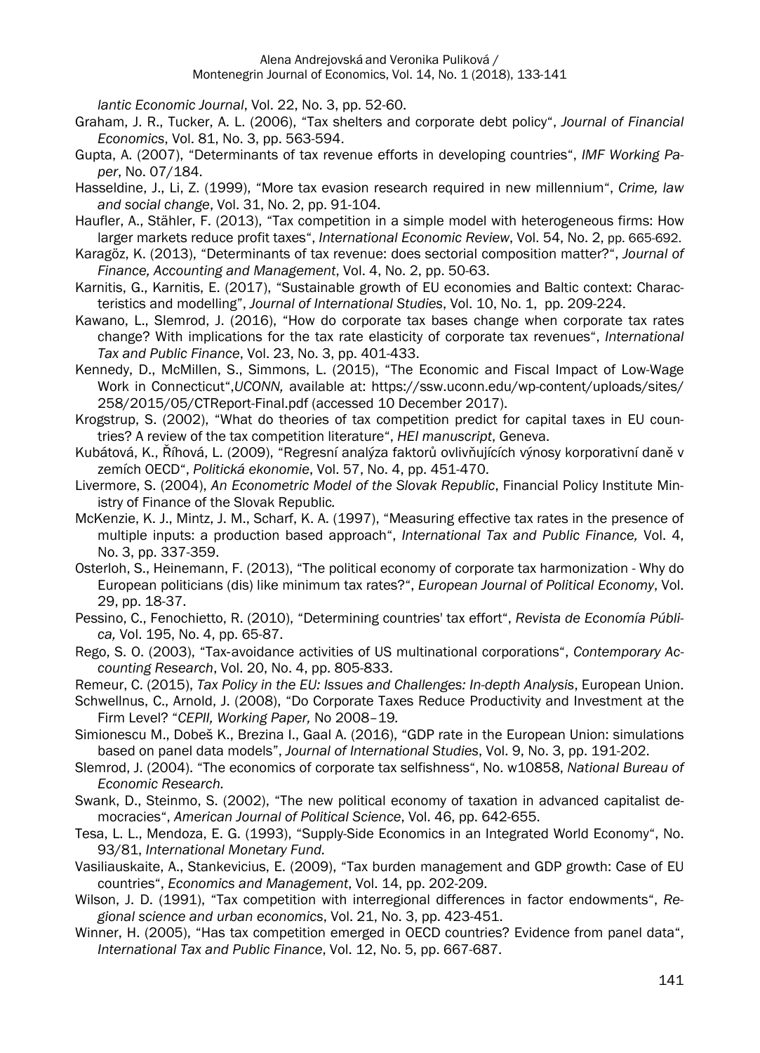*lantic Economic Journal*, Vol. 22, No. 3, pp. 52-60.

Graham, J. R., Tucker, A. L. (2006), "Tax shelters and corporate debt policy", *Journal of Financial Economics*, Vol. 81, No. 3, pp. 563-594.

Gupta, A. (2007), "Determinants of tax revenue efforts in developing countries", *IMF Working Paper*, No. 07/184.

Hasseldine, J., Li, Z. (1999), "More tax evasion research required in new millennium", *Crime, law and social change*, Vol. 31, No. 2, pp. 91-104.

Haufler, A., Stähler, F. (2013), "Tax competition in a simple model with heterogeneous firms: How larger markets reduce profit taxes", *International Economic Review*, Vol. 54, No. 2, pp. 665-692.

Karagöz, K. (2013), "Determinants of tax revenue: does sectorial composition matter?", *Journal of Finance, Accounting and Management*, Vol. 4, No. 2, pp. 50-63.

Karnitis, G., Karnitis, E. (2017), "Sustainable growth of EU economies and Baltic context: Characteristics and modelling", *Journal of International Studies*, Vol. 10, No. 1, pp. 209-224.

Kawano, L., Slemrod, J. (2016), "How do corporate tax bases change when corporate tax rates change? With implications for the tax rate elasticity of corporate tax revenues", *International Tax and Public Finance*, Vol. 23, No. 3, pp. 401-433.

Kennedy, D., McMillen, S., Simmons, L. (2015), "The Economic and Fiscal Impact of Low-Wage Work in Connecticut",*UCONN,* available at: https://ssw.uconn.edu/wp-content/uploads/sites/258/2015/05/CTReport-Final.pdf (accessed 10 December 2017).

Krogstrup, S. (2002), "What do theories of tax competition predict for capital taxes in EU countries? A review of the tax competition literature", *HEI manuscript*, Geneva.

Kubátová, K., Říhová, L. (2009), "Regresní analýza faktorů ovlivňujících výnosy korporativní daně v zemích OECD", *Politická ekonomie*, Vol. 57, No. 4, pp. 451-470.

Livermore, S. (2004), *An Econometric Model of the Slovak Republic*, Financial Policy Institute Ministry of Finance of the Slovak Republic.

McKenzie, K. J., Mintz, J. M., Scharf, K. A. (1997), "Measuring effective tax rates in the presence of multiple inputs: a production based approach", *International Tax and Public Finance,* Vol. 4, No. 3, pp. 337-359.

Osterloh, S., Heinemann, F. (2013), "The political economy of corporate tax harmonization - Why do European politicians (dis) like minimum tax rates?", *European Journal of Political Economy*, Vol. 29, pp. 18-37.

Pessino, C., Fenochietto, R. (2010), "Determining countries' tax effort", *Revista de Economía Pública,* Vol. 195, No. 4, pp. 65-87.

Rego, S. O. (2003), "Tax-avoidance activities of US multinational corporations", *Contemporary Accounting Research*, Vol. 20, No. 4, pp. 805-833.

Remeur, C. (2015), *Tax Policy in the EU: Issues and Challenges: In-depth Analysis*, European Union.

Schwellnus, C., Arnold, J. (2008), "Do Corporate Taxes Reduce Productivity and Investment at the Firm Level? "*CEPII, Working Paper,* No 2008–19*.*

Simionescu M., Dobeš K., Brezina I., Gaal A. (2016), "GDP rate in the European Union: simulations based on panel data models", *Journal of International Studies*, Vol. 9, No. 3, pp. 191-202.

Slemrod, J. (2004). "The economics of corporate tax selfishness", No. w10858, *National Bureau of Economic Research.*

Swank, D., Steinmo, S. (2002), "The new political economy of taxation in advanced capitalist democracies", *American Journal of Political Science*, Vol. 46, pp. 642-655.

Tesa, L. L., Mendoza, E. G. (1993), "Supply-Side Economics in an Integrated World Economy", No. 93/81, *International Monetary Fund.*

Vasiliauskaite, A., Stankevicius, E. (2009), "Tax burden management and GDP growth: Case of EU countries", *Economics and Management*, Vol. 14, pp. 202-209.

Wilson, J. D. (1991), "Tax competition with interregional differences in factor endowments", *Regional science and urban economics*, Vol. 21, No. 3, pp. 423-451.

Winner, H. (2005), "Has tax competition emerged in OECD countries? Evidence from panel data", *International Tax and Public Finance*, Vol. 12, No. 5, pp. 667-687.